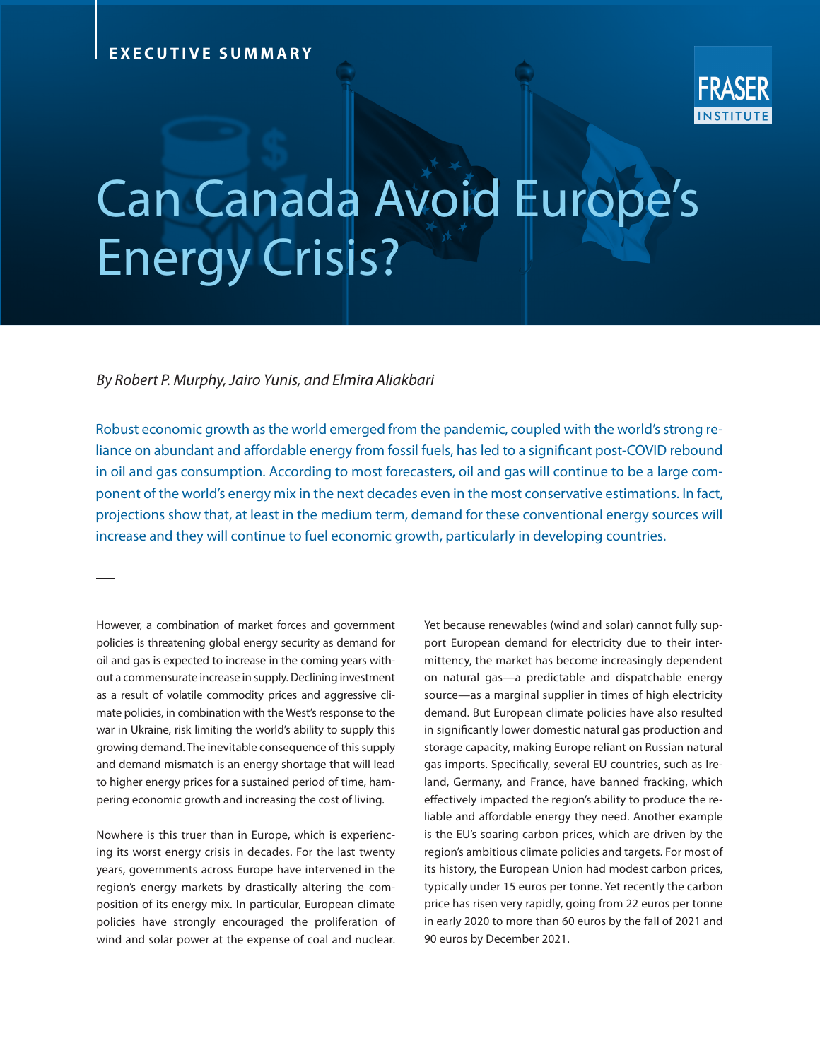EXECUTIVE SUMMARY

FRASER INSTITUTE

# Can Canada Avoid Europe's Energy Crisis?

*By Robert P. Murphy, Jairo Yunis, and Elmira Aliakbari*

Robust economic growth as the world emerged from the pandemic, coupled with the world's strong reliance on abundant and affordable energy from fossil fuels, has led to a significant post-COVID rebound in oil and gas consumption. According to most forecasters, oil and gas will continue to be a large component of the world's energy mix in the next decades even in the most conservative estimations. In fact, projections show that, at least in the medium term, demand for these conventional energy sources will increase and they will continue to fuel economic growth, particularly in developing countries.

However, a combination of market forces and government policies is threatening global energy security as demand for oil and gas is expected to increase in the coming years without a commensurate increase in supply. Declining investment as a result of volatile commodity prices and aggressive climate policies, in combination with the West's response to the war in Ukraine, risk limiting the world's ability to supply this growing demand. The inevitable consequence of this supply and demand mismatch is an energy shortage that will lead to higher energy prices for a sustained period of time, hampering economic growth and increasing the cost of living.

Nowhere is this truer than in Europe, which is experiencing its worst energy crisis in decades. For the last twenty years, governments across Europe have intervened in the region's energy markets by drastically altering the composition of its energy mix. In particular, European climate policies have strongly encouraged the proliferation of wind and solar power at the expense of coal and nuclear. Yet because renewables (wind and solar) cannot fully support European demand for electricity due to their intermittency, the market has become increasingly dependent on natural gas—a predictable and dispatchable energy source—as a marginal supplier in times of high electricity demand. But European climate policies have also resulted in significantly lower domestic natural gas production and storage capacity, making Europe reliant on Russian natural gas imports. Specifically, several EU countries, such as Ireland, Germany, and France, have banned fracking, which effectively impacted the region's ability to produce the reliable and affordable energy they need. Another example is the EU's soaring carbon prices, which are driven by the region's ambitious climate policies and targets. For most of its history, the European Union had modest carbon prices, typically under 15 euros per tonne. Yet recently the carbon price has risen very rapidly, going from 22 euros per tonne in early 2020 to more than 60 euros by the fall of 2021 and 90 euros by December 2021.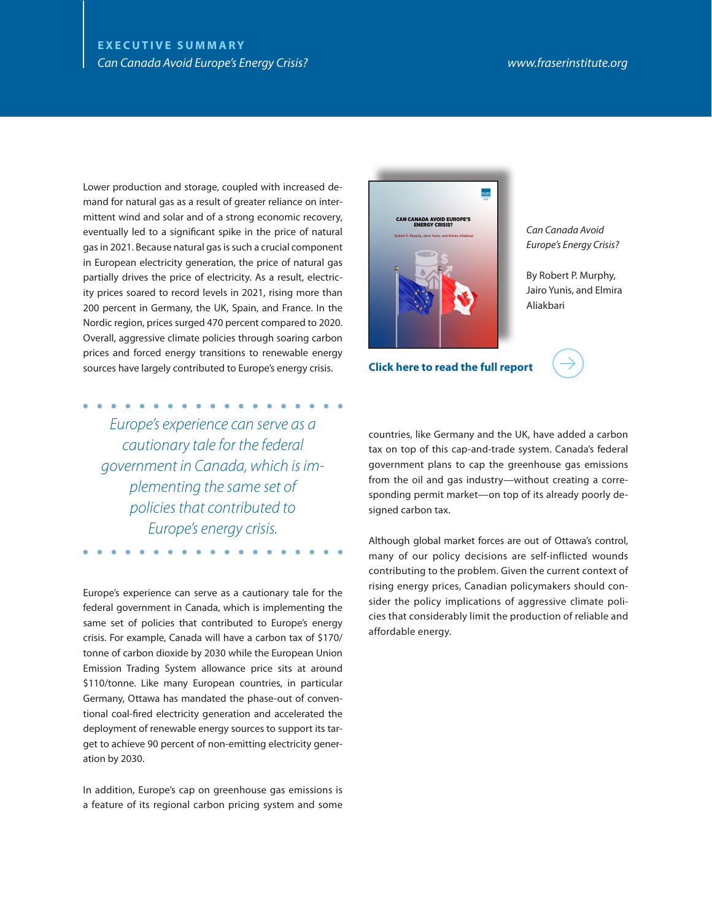Lower production and storage, coupled with increased demand for natural gas as a result of greater reliance on intermittent wind and solar and of a strong economic recovery, eventually led to a significant spike in the price of natural gas in 2021. Because natural gas is such a crucial component in European electricity generation, the price of natural gas partially drives the price of electricity. As a result, electricity prices soared to record levels in 2021, rising more than 200 percent in Germany, the UK, Spain, and France. In the Nordic region, prices surged 470 percent compared to 2020. Overall, aggressive climate policies through soaring carbon prices and forced energy transitions to renewable energy sources have largely contributed to Europe's energy crisis.

*Can Canada Avoid Europe's Energy Crisis?*

By Robert P. Murphy, Jairo Yunis, and Elmira Aliakbari

**Click here to read the full report**

*Europe's experience can serve as a cautionary tale for the federal government in Canada, which is implementing the same set of policies that contributed to Europe's energy crisis.*

Europe's experience can serve as a cautionary tale for the federal government in Canada, which is implementing the same set of policies that contributed to Europe's energy crisis. For example, Canada will have a carbon tax of $170/tonne of carbon dioxide by 2030 while the European Union Emission Trading System allowance price sits at around $110/tonne. Like many European countries, in particular Germany, Ottawa has mandated the phase-out of conventional coal-fired electricity generation and accelerated the deployment of renewable energy sources to support its target to achieve 90 percent of non-emitting electricity generation by 2030.

In addition, Europe's cap on greenhouse gas emissions is a feature of its regional carbon pricing system and some countries, like Germany and the UK, have added a carbon tax on top of this cap-and-trade system. Canada's federal government plans to cap the greenhouse gas emissions from the oil and gas industry—without creating a corresponding permit market—on top of its already poorly designed carbon tax.

Although global market forces are out of Ottawa's control, many of our policy decisions are self-inflicted wounds contributing to the problem. Given the current context of rising energy prices, Canadian policymakers should consider the policy implications of aggressive climate policies that considerably limit the production of reliable and affordable energy.